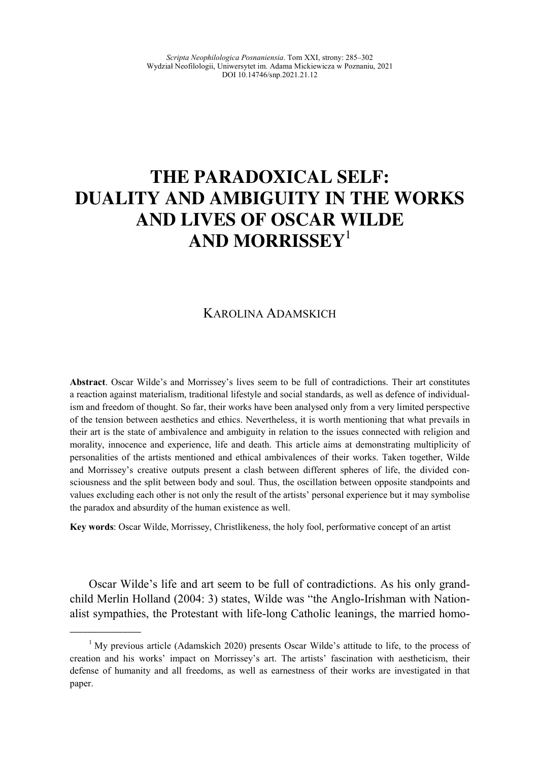*Scripta Neophilologica Posnaniensia*. Tom XXI, strony: 285–302
Wydział Neofilologii, Uniwersytet im. Adama Mickiewicza w Poznaniu, 2021
DOI 10.14746/snp.2021.21.12

# THE PARADOXICAL SELF: DUALITY AND AMBIGUITY IN THE WORKS AND LIVES OF OSCAR WILDE AND MORRISSEY[1]

KAROLINA ADAMSKICH

**Abstract**. Oscar Wilde's and Morrissey's lives seem to be full of contradictions. Their art constitutes a reaction against materialism, traditional lifestyle and social standards, as well as defence of individualism and freedom of thought. So far, their works have been analysed only from a very limited perspective of the tension between aesthetics and ethics. Nevertheless, it is worth mentioning that what prevails in their art is the state of ambivalence and ambiguity in relation to the issues connected with religion and morality, innocence and experience, life and death. This article aims at demonstrating multiplicity of personalities of the artists mentioned and ethical ambivalences of their works. Taken together, Wilde and Morrissey's creative outputs present a clash between different spheres of life, the divided consciousness and the split between body and soul. Thus, the oscillation between opposite standpoints and values excluding each other is not only the result of the artists' personal experience but it may symbolise the paradox and absurdity of the human existence as well.

**Key words**: Oscar Wilde, Morrissey, Christlikeness, the holy fool, performative concept of an artist

Oscar Wilde's life and art seem to be full of contradictions. As his only grandchild Merlin Holland (2004: 3) states, Wilde was "the Anglo-Irishman with Nationalist sympathies, the Protestant with life-long Catholic leanings, the married homo-

---

[1] My previous article (Adamskich 2020) presents Oscar Wilde's attitude to life, to the process of creation and his works' impact on Morrissey's art. The artists' fascination with aestheticism, their defense of humanity and all freedoms, as well as earnestness of their works are investigated in that paper.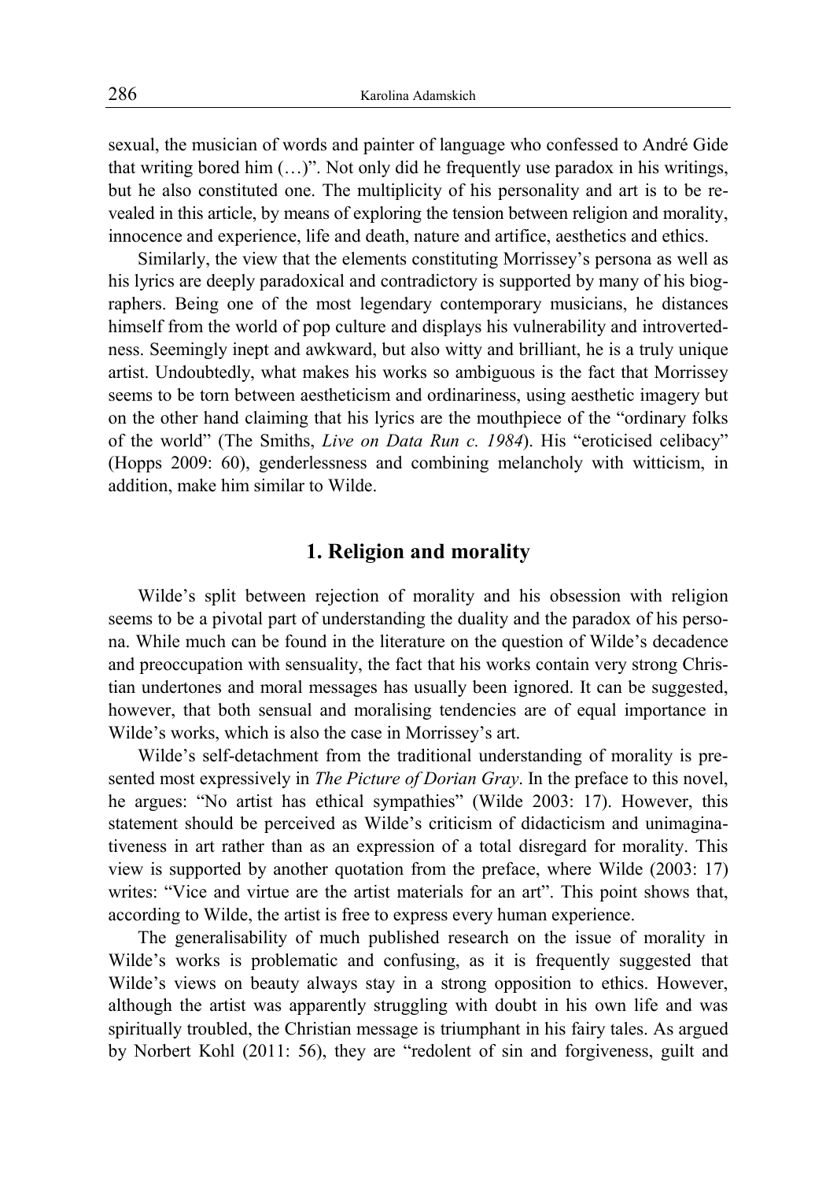sexual, the musician of words and painter of language who confessed to André Gide that writing bored him (…)". Not only did he frequently use paradox in his writings, but he also constituted one. The multiplicity of his personality and art is to be revealed in this article, by means of exploring the tension between religion and morality, innocence and experience, life and death, nature and artifice, aesthetics and ethics.

Similarly, the view that the elements constituting Morrissey's persona as well as his lyrics are deeply paradoxical and contradictory is supported by many of his biographers. Being one of the most legendary contemporary musicians, he distances himself from the world of pop culture and displays his vulnerability and introvertedness. Seemingly inept and awkward, but also witty and brilliant, he is a truly unique artist. Undoubtedly, what makes his works so ambiguous is the fact that Morrissey seems to be torn between aestheticism and ordinariness, using aesthetic imagery but on the other hand claiming that his lyrics are the mouthpiece of the "ordinary folks of the world" (The Smiths, *Live on Data Run c. 1984*). His "eroticised celibacy" (Hopps 2009: 60), genderlessness and combining melancholy with witticism, in addition, make him similar to Wilde.

## 1. Religion and morality

Wilde's split between rejection of morality and his obsession with religion seems to be a pivotal part of understanding the duality and the paradox of his persona. While much can be found in the literature on the question of Wilde's decadence and preoccupation with sensuality, the fact that his works contain very strong Christian undertones and moral messages has usually been ignored. It can be suggested, however, that both sensual and moralising tendencies are of equal importance in Wilde's works, which is also the case in Morrissey's art.

Wilde's self-detachment from the traditional understanding of morality is presented most expressively in *The Picture of Dorian Gray*. In the preface to this novel, he argues: "No artist has ethical sympathies" (Wilde 2003: 17). However, this statement should be perceived as Wilde's criticism of didacticism and unimaginativeness in art rather than as an expression of a total disregard for morality. This view is supported by another quotation from the preface, where Wilde (2003: 17) writes: "Vice and virtue are the artist materials for an art". This point shows that, according to Wilde, the artist is free to express every human experience.

The generalisability of much published research on the issue of morality in Wilde's works is problematic and confusing, as it is frequently suggested that Wilde's views on beauty always stay in a strong opposition to ethics. However, although the artist was apparently struggling with doubt in his own life and was spiritually troubled, the Christian message is triumphant in his fairy tales. As argued by Norbert Kohl (2011: 56), they are "redolent of sin and forgiveness, guilt and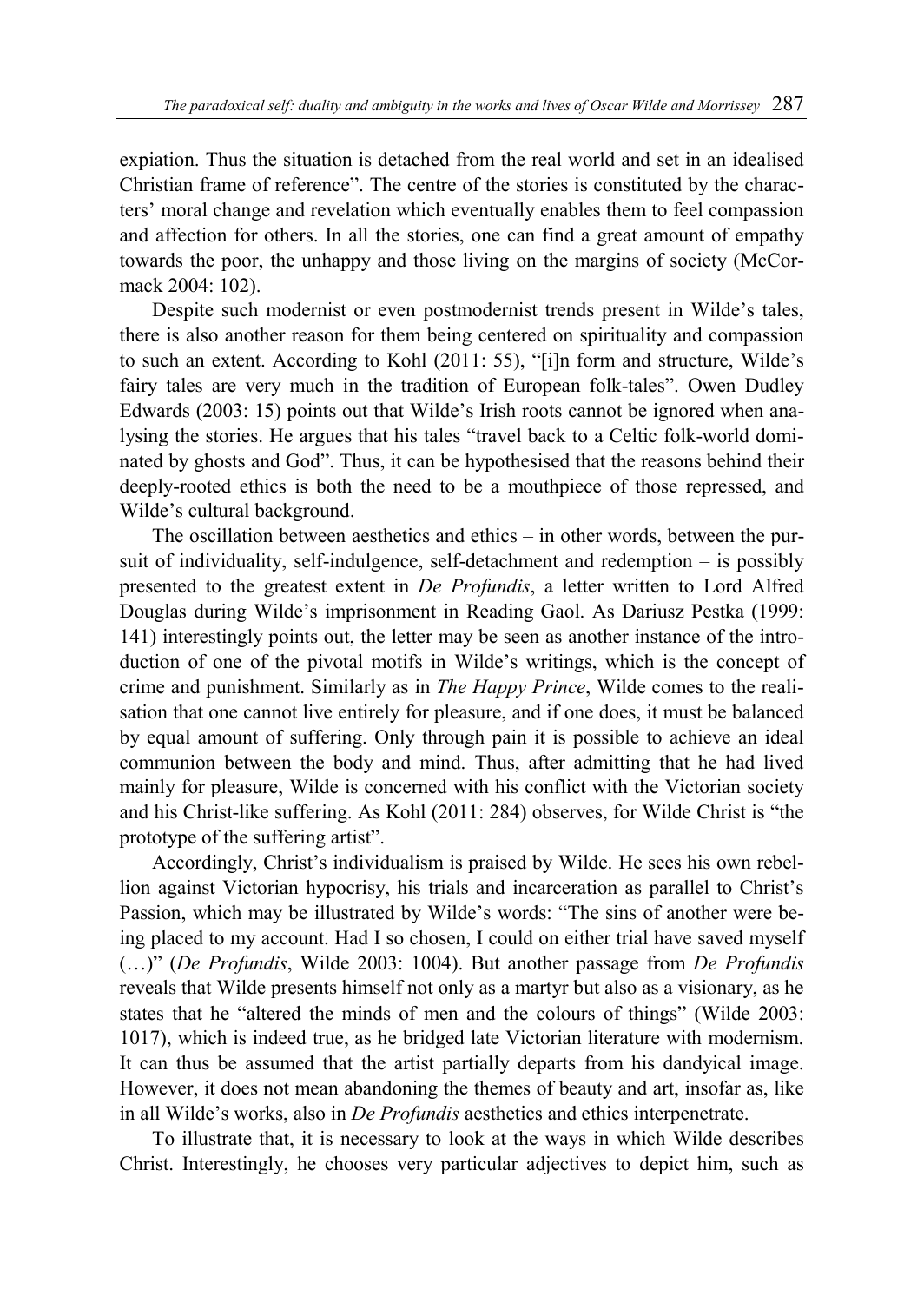expiation. Thus the situation is detached from the real world and set in an idealised Christian frame of reference". The centre of the stories is constituted by the characters' moral change and revelation which eventually enables them to feel compassion and affection for others. In all the stories, one can find a great amount of empathy towards the poor, the unhappy and those living on the margins of society (McCormack 2004: 102).

Despite such modernist or even postmodernist trends present in Wilde's tales, there is also another reason for them being centered on spirituality and compassion to such an extent. According to Kohl (2011: 55), "[i]n form and structure, Wilde's fairy tales are very much in the tradition of European folk-tales". Owen Dudley Edwards (2003: 15) points out that Wilde's Irish roots cannot be ignored when analysing the stories. He argues that his tales "travel back to a Celtic folk-world dominated by ghosts and God". Thus, it can be hypothesised that the reasons behind their deeply-rooted ethics is both the need to be a mouthpiece of those repressed, and Wilde's cultural background.

The oscillation between aesthetics and ethics – in other words, between the pursuit of individuality, self-indulgence, self-detachment and redemption – is possibly presented to the greatest extent in *De Profundis*, a letter written to Lord Alfred Douglas during Wilde's imprisonment in Reading Gaol. As Dariusz Pestka (1999: 141) interestingly points out, the letter may be seen as another instance of the introduction of one of the pivotal motifs in Wilde's writings, which is the concept of crime and punishment. Similarly as in *The Happy Prince*, Wilde comes to the realisation that one cannot live entirely for pleasure, and if one does, it must be balanced by equal amount of suffering. Only through pain it is possible to achieve an ideal communion between the body and mind. Thus, after admitting that he had lived mainly for pleasure, Wilde is concerned with his conflict with the Victorian society and his Christ-like suffering. As Kohl (2011: 284) observes, for Wilde Christ is "the prototype of the suffering artist".

Accordingly, Christ's individualism is praised by Wilde. He sees his own rebellion against Victorian hypocrisy, his trials and incarceration as parallel to Christ's Passion, which may be illustrated by Wilde's words: "The sins of another were being placed to my account. Had I so chosen, I could on either trial have saved myself (…)" (*De Profundis*, Wilde 2003: 1004). But another passage from *De Profundis* reveals that Wilde presents himself not only as a martyr but also as a visionary, as he states that he "altered the minds of men and the colours of things" (Wilde 2003: 1017), which is indeed true, as he bridged late Victorian literature with modernism. It can thus be assumed that the artist partially departs from his dandyical image. However, it does not mean abandoning the themes of beauty and art, insofar as, like in all Wilde's works, also in *De Profundis* aesthetics and ethics interpenetrate.

To illustrate that, it is necessary to look at the ways in which Wilde describes Christ. Interestingly, he chooses very particular adjectives to depict him, such as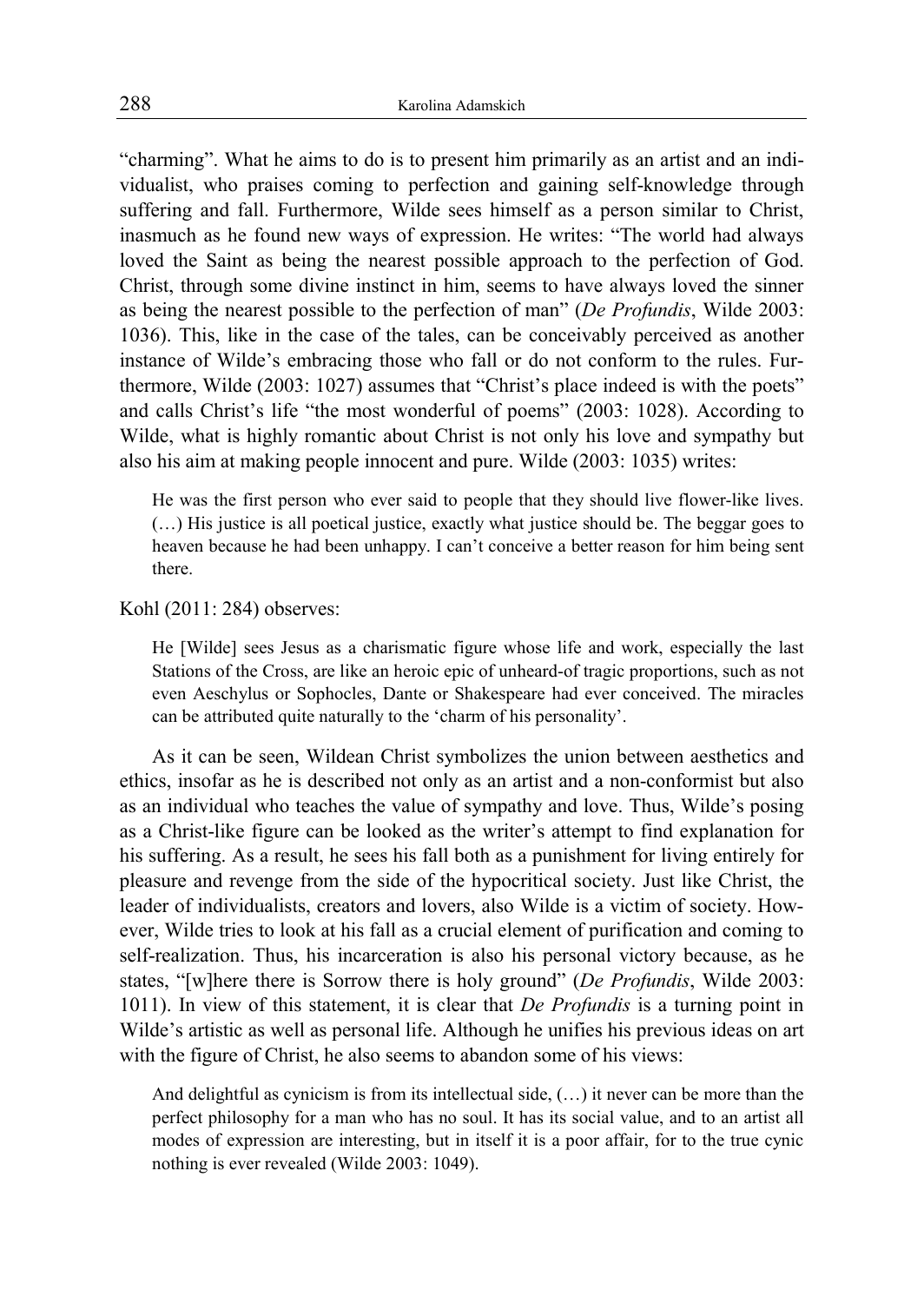"charming". What he aims to do is to present him primarily as an artist and an individualist, who praises coming to perfection and gaining self-knowledge through suffering and fall. Furthermore, Wilde sees himself as a person similar to Christ, inasmuch as he found new ways of expression. He writes: "The world had always loved the Saint as being the nearest possible approach to the perfection of God. Christ, through some divine instinct in him, seems to have always loved the sinner as being the nearest possible to the perfection of man" (*De Profundis*, Wilde 2003: 1036). This, like in the case of the tales, can be conceivably perceived as another instance of Wilde's embracing those who fall or do not conform to the rules. Furthermore, Wilde (2003: 1027) assumes that "Christ's place indeed is with the poets" and calls Christ's life "the most wonderful of poems" (2003: 1028). According to Wilde, what is highly romantic about Christ is not only his love and sympathy but also his aim at making people innocent and pure. Wilde (2003: 1035) writes:

> He was the first person who ever said to people that they should live flower-like lives. (…) His justice is all poetical justice, exactly what justice should be. The beggar goes to heaven because he had been unhappy. I can't conceive a better reason for him being sent there.

Kohl (2011: 284) observes:

> He [Wilde] sees Jesus as a charismatic figure whose life and work, especially the last Stations of the Cross, are like an heroic epic of unheard-of tragic proportions, such as not even Aeschylus or Sophocles, Dante or Shakespeare had ever conceived. The miracles can be attributed quite naturally to the 'charm of his personality'.

As it can be seen, Wildean Christ symbolizes the union between aesthetics and ethics, insofar as he is described not only as an artist and a non-conformist but also as an individual who teaches the value of sympathy and love. Thus, Wilde's posing as a Christ-like figure can be looked as the writer's attempt to find explanation for his suffering. As a result, he sees his fall both as a punishment for living entirely for pleasure and revenge from the side of the hypocritical society. Just like Christ, the leader of individualists, creators and lovers, also Wilde is a victim of society. However, Wilde tries to look at his fall as a crucial element of purification and coming to self-realization. Thus, his incarceration is also his personal victory because, as he states, "[w]here there is Sorrow there is holy ground" (*De Profundis*, Wilde 2003: 1011). In view of this statement, it is clear that *De Profundis* is a turning point in Wilde's artistic as well as personal life. Although he unifies his previous ideas on art with the figure of Christ, he also seems to abandon some of his views:

> And delightful as cynicism is from its intellectual side, (…) it never can be more than the perfect philosophy for a man who has no soul. It has its social value, and to an artist all modes of expression are interesting, but in itself it is a poor affair, for to the true cynic nothing is ever revealed (Wilde 2003: 1049).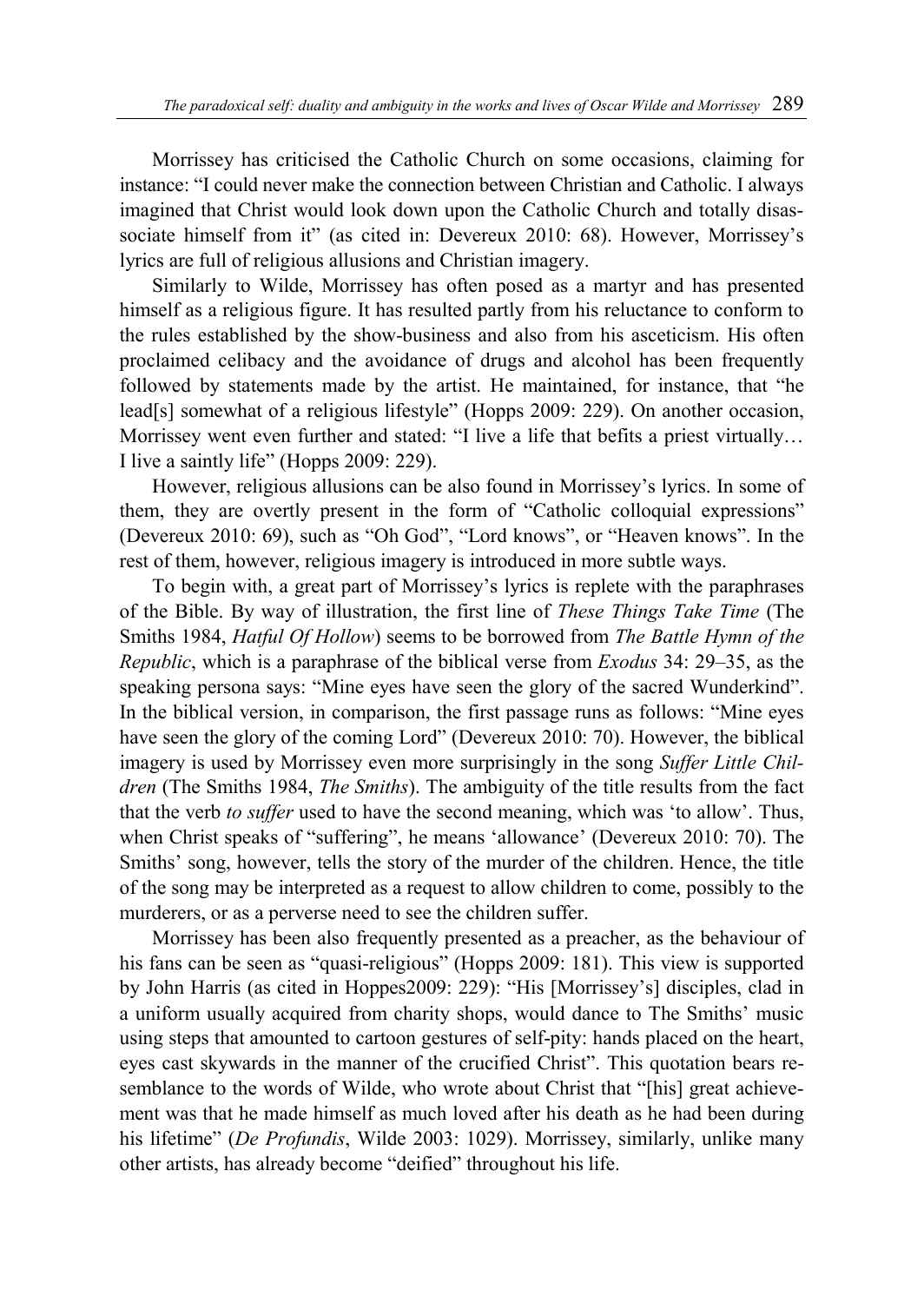Morrissey has criticised the Catholic Church on some occasions, claiming for instance: "I could never make the connection between Christian and Catholic. I always imagined that Christ would look down upon the Catholic Church and totally disassociate himself from it" (as cited in: Devereux 2010: 68). However, Morrissey's lyrics are full of religious allusions and Christian imagery.

Similarly to Wilde, Morrissey has often posed as a martyr and has presented himself as a religious figure. It has resulted partly from his reluctance to conform to the rules established by the show-business and also from his asceticism. His often proclaimed celibacy and the avoidance of drugs and alcohol has been frequently followed by statements made by the artist. He maintained, for instance, that "he lead[s] somewhat of a religious lifestyle" (Hopps 2009: 229). On another occasion, Morrissey went even further and stated: "I live a life that befits a priest virtually… I live a saintly life" (Hopps 2009: 229).

However, religious allusions can be also found in Morrissey's lyrics. In some of them, they are overtly present in the form of "Catholic colloquial expressions" (Devereux 2010: 69), such as "Oh God", "Lord knows", or "Heaven knows". In the rest of them, however, religious imagery is introduced in more subtle ways.

To begin with, a great part of Morrissey's lyrics is replete with the paraphrases of the Bible. By way of illustration, the first line of *These Things Take Time* (The Smiths 1984, *Hatful Of Hollow*) seems to be borrowed from *The Battle Hymn of the Republic*, which is a paraphrase of the biblical verse from *Exodus* 34: 29–35, as the speaking persona says: "Mine eyes have seen the glory of the sacred Wunderkind". In the biblical version, in comparison, the first passage runs as follows: "Mine eyes have seen the glory of the coming Lord" (Devereux 2010: 70). However, the biblical imagery is used by Morrissey even more surprisingly in the song *Suffer Little Children* (The Smiths 1984, *The Smiths*). The ambiguity of the title results from the fact that the verb *to suffer* used to have the second meaning, which was 'to allow'. Thus, when Christ speaks of "suffering", he means 'allowance' (Devereux 2010: 70). The Smiths' song, however, tells the story of the murder of the children. Hence, the title of the song may be interpreted as a request to allow children to come, possibly to the murderers, or as a perverse need to see the children suffer.

Morrissey has been also frequently presented as a preacher, as the behaviour of his fans can be seen as "quasi-religious" (Hopps 2009: 181). This view is supported by John Harris (as cited in Hoppes2009: 229): "His [Morrissey's] disciples, clad in a uniform usually acquired from charity shops, would dance to The Smiths' music using steps that amounted to cartoon gestures of self-pity: hands placed on the heart, eyes cast skywards in the manner of the crucified Christ". This quotation bears resemblance to the words of Wilde, who wrote about Christ that "[his] great achievement was that he made himself as much loved after his death as he had been during his lifetime" (*De Profundis*, Wilde 2003: 1029). Morrissey, similarly, unlike many other artists, has already become "deified" throughout his life.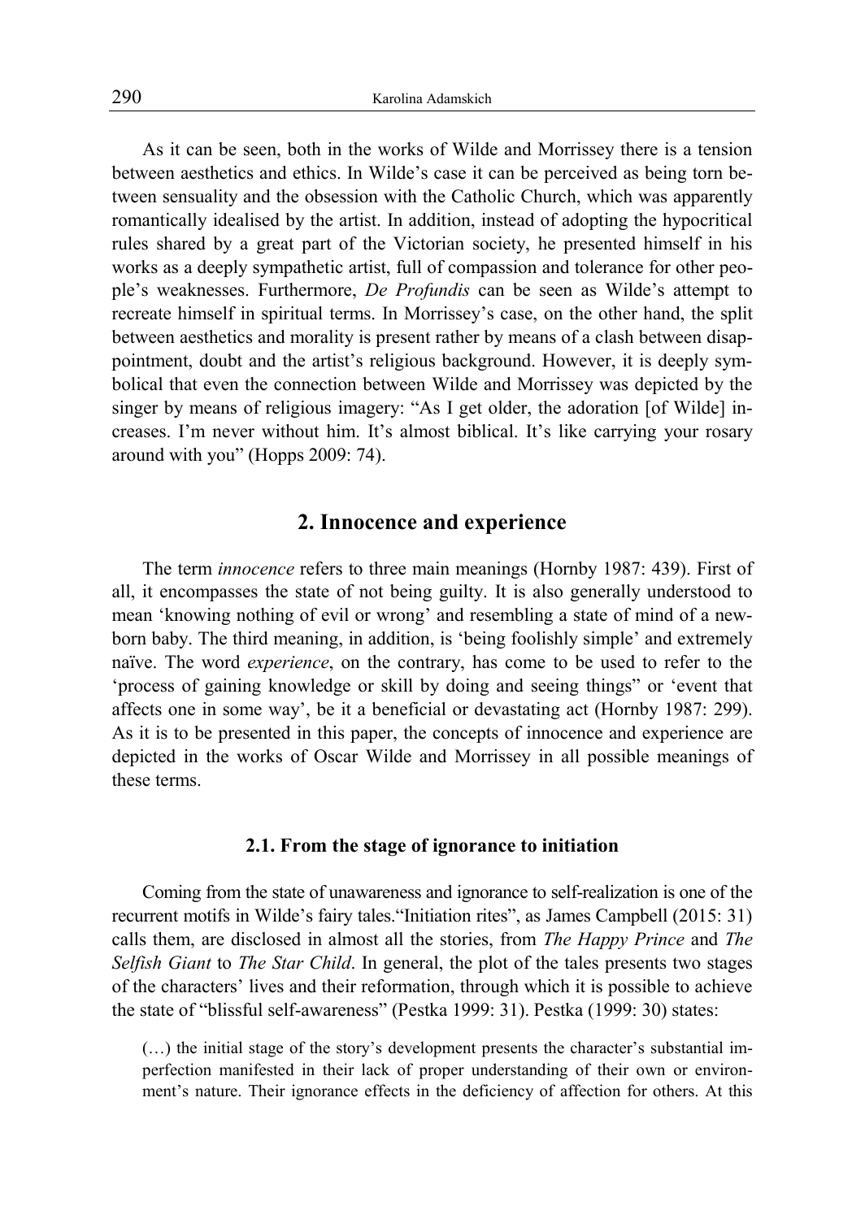As it can be seen, both in the works of Wilde and Morrissey there is a tension between aesthetics and ethics. In Wilde's case it can be perceived as being torn between sensuality and the obsession with the Catholic Church, which was apparently romantically idealised by the artist. In addition, instead of adopting the hypocritical rules shared by a great part of the Victorian society, he presented himself in his works as a deeply sympathetic artist, full of compassion and tolerance for other people's weaknesses. Furthermore, *De Profundis* can be seen as Wilde's attempt to recreate himself in spiritual terms. In Morrissey's case, on the other hand, the split between aesthetics and morality is present rather by means of a clash between disappointment, doubt and the artist's religious background. However, it is deeply symbolical that even the connection between Wilde and Morrissey was depicted by the singer by means of religious imagery: "As I get older, the adoration [of Wilde] increases. I'm never without him. It's almost biblical. It's like carrying your rosary around with you" (Hopps 2009: 74).

## 2. Innocence and experience

The term *innocence* refers to three main meanings (Hornby 1987: 439). First of all, it encompasses the state of not being guilty. It is also generally understood to mean 'knowing nothing of evil or wrong' and resembling a state of mind of a newborn baby. The third meaning, in addition, is 'being foolishly simple' and extremely naïve. The word *experience*, on the contrary, has come to be used to refer to the 'process of gaining knowledge or skill by doing and seeing things" or 'event that affects one in some way', be it a beneficial or devastating act (Hornby 1987: 299). As it is to be presented in this paper, the concepts of innocence and experience are depicted in the works of Oscar Wilde and Morrissey in all possible meanings of these terms.

### 2.1. From the stage of ignorance to initiation

Coming from the state of unawareness and ignorance to self-realization is one of the recurrent motifs in Wilde's fairy tales."Initiation rites", as James Campbell (2015: 31) calls them, are disclosed in almost all the stories, from *The Happy Prince* and *The Selfish Giant* to *The Star Child*. In general, the plot of the tales presents two stages of the characters' lives and their reformation, through which it is possible to achieve the state of "blissful self-awareness" (Pestka 1999: 31). Pestka (1999: 30) states:

> (…) the initial stage of the story's development presents the character's substantial imperfection manifested in their lack of proper understanding of their own or environment's nature. Their ignorance effects in the deficiency of affection for others. At this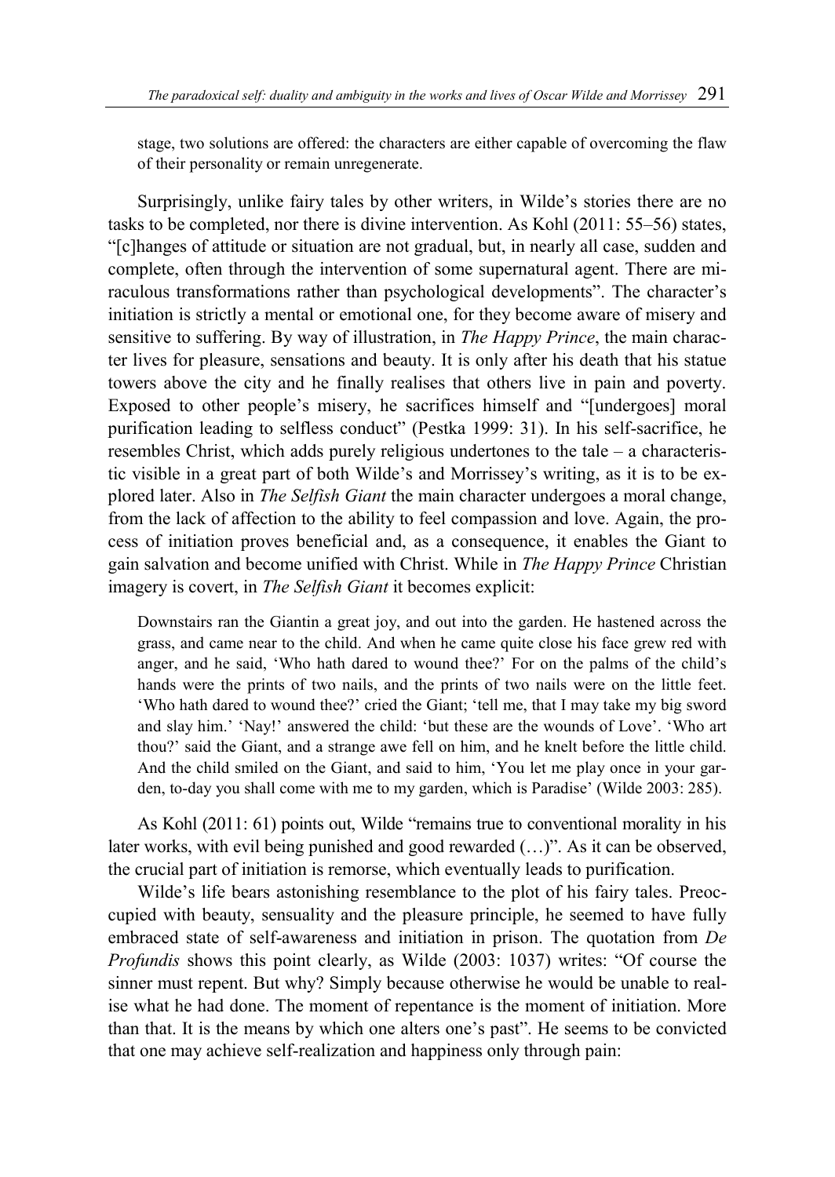stage, two solutions are offered: the characters are either capable of overcoming the flaw of their personality or remain unregenerate.

Surprisingly, unlike fairy tales by other writers, in Wilde's stories there are no tasks to be completed, nor there is divine intervention. As Kohl (2011: 55–56) states, "[c]hanges of attitude or situation are not gradual, but, in nearly all case, sudden and complete, often through the intervention of some supernatural agent. There are miraculous transformations rather than psychological developments". The character's initiation is strictly a mental or emotional one, for they become aware of misery and sensitive to suffering. By way of illustration, in *The Happy Prince*, the main character lives for pleasure, sensations and beauty. It is only after his death that his statue towers above the city and he finally realises that others live in pain and poverty. Exposed to other people's misery, he sacrifices himself and "[undergoes] moral purification leading to selfless conduct" (Pestka 1999: 31). In his self-sacrifice, he resembles Christ, which adds purely religious undertones to the tale – a characteristic visible in a great part of both Wilde's and Morrissey's writing, as it is to be explored later. Also in *The Selfish Giant* the main character undergoes a moral change, from the lack of affection to the ability to feel compassion and love. Again, the process of initiation proves beneficial and, as a consequence, it enables the Giant to gain salvation and become unified with Christ. While in *The Happy Prince* Christian imagery is covert, in *The Selfish Giant* it becomes explicit:

> Downstairs ran the Giantin a great joy, and out into the garden. He hastened across the grass, and came near to the child. And when he came quite close his face grew red with anger, and he said, 'Who hath dared to wound thee?' For on the palms of the child's hands were the prints of two nails, and the prints of two nails were on the little feet. 'Who hath dared to wound thee?' cried the Giant; 'tell me, that I may take my big sword and slay him.' 'Nay!' answered the child: 'but these are the wounds of Love'. 'Who art thou?' said the Giant, and a strange awe fell on him, and he knelt before the little child. And the child smiled on the Giant, and said to him, 'You let me play once in your garden, to-day you shall come with me to my garden, which is Paradise' (Wilde 2003: 285).

As Kohl (2011: 61) points out, Wilde "remains true to conventional morality in his later works, with evil being punished and good rewarded (…)". As it can be observed, the crucial part of initiation is remorse, which eventually leads to purification.

Wilde's life bears astonishing resemblance to the plot of his fairy tales. Preoccupied with beauty, sensuality and the pleasure principle, he seemed to have fully embraced state of self-awareness and initiation in prison. The quotation from *De Profundis* shows this point clearly, as Wilde (2003: 1037) writes: "Of course the sinner must repent. But why? Simply because otherwise he would be unable to realise what he had done. The moment of repentance is the moment of initiation. More than that. It is the means by which one alters one's past". He seems to be convicted that one may achieve self-realization and happiness only through pain: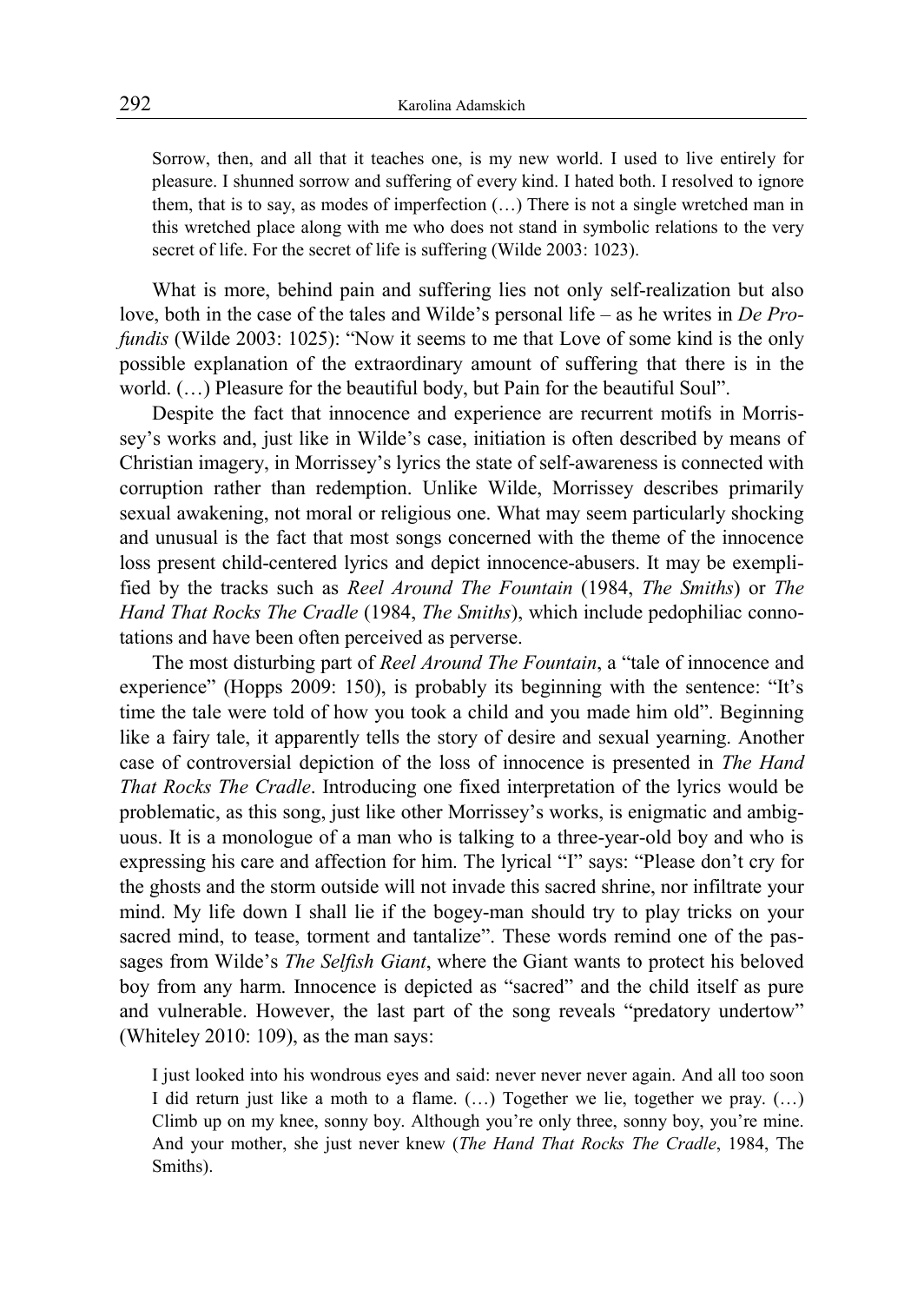> Sorrow, then, and all that it teaches one, is my new world. I used to live entirely for pleasure. I shunned sorrow and suffering of every kind. I hated both. I resolved to ignore them, that is to say, as modes of imperfection (…) There is not a single wretched man in this wretched place along with me who does not stand in symbolic relations to the very secret of life. For the secret of life is suffering (Wilde 2003: 1023).

What is more, behind pain and suffering lies not only self-realization but also love, both in the case of the tales and Wilde's personal life – as he writes in *De Profundis* (Wilde 2003: 1025): "Now it seems to me that Love of some kind is the only possible explanation of the extraordinary amount of suffering that there is in the world. (…) Pleasure for the beautiful body, but Pain for the beautiful Soul".

Despite the fact that innocence and experience are recurrent motifs in Morrissey's works and, just like in Wilde's case, initiation is often described by means of Christian imagery, in Morrissey's lyrics the state of self-awareness is connected with corruption rather than redemption. Unlike Wilde, Morrissey describes primarily sexual awakening, not moral or religious one. What may seem particularly shocking and unusual is the fact that most songs concerned with the theme of the innocence loss present child-centered lyrics and depict innocence-abusers. It may be exemplified by the tracks such as *Reel Around The Fountain* (1984, *The Smiths*) or *The Hand That Rocks The Cradle* (1984, *The Smiths*), which include pedophiliac connotations and have been often perceived as perverse.

The most disturbing part of *Reel Around The Fountain*, a "tale of innocence and experience" (Hopps 2009: 150), is probably its beginning with the sentence: "It's time the tale were told of how you took a child and you made him old". Beginning like a fairy tale, it apparently tells the story of desire and sexual yearning. Another case of controversial depiction of the loss of innocence is presented in *The Hand That Rocks The Cradle*. Introducing one fixed interpretation of the lyrics would be problematic, as this song, just like other Morrissey's works, is enigmatic and ambiguous. It is a monologue of a man who is talking to a three-year-old boy and who is expressing his care and affection for him. The lyrical "I" says: "Please don't cry for the ghosts and the storm outside will not invade this sacred shrine, nor infiltrate your mind. My life down I shall lie if the bogey-man should try to play tricks on your sacred mind, to tease, torment and tantalize". These words remind one of the passages from Wilde's *The Selfish Giant*, where the Giant wants to protect his beloved boy from any harm. Innocence is depicted as "sacred" and the child itself as pure and vulnerable. However, the last part of the song reveals "predatory undertow" (Whiteley 2010: 109), as the man says:

> I just looked into his wondrous eyes and said: never never never again. And all too soon I did return just like a moth to a flame. (…) Together we lie, together we pray. (…) Climb up on my knee, sonny boy. Although you're only three, sonny boy, you're mine. And your mother, she just never knew (*The Hand That Rocks The Cradle*, 1984, The Smiths).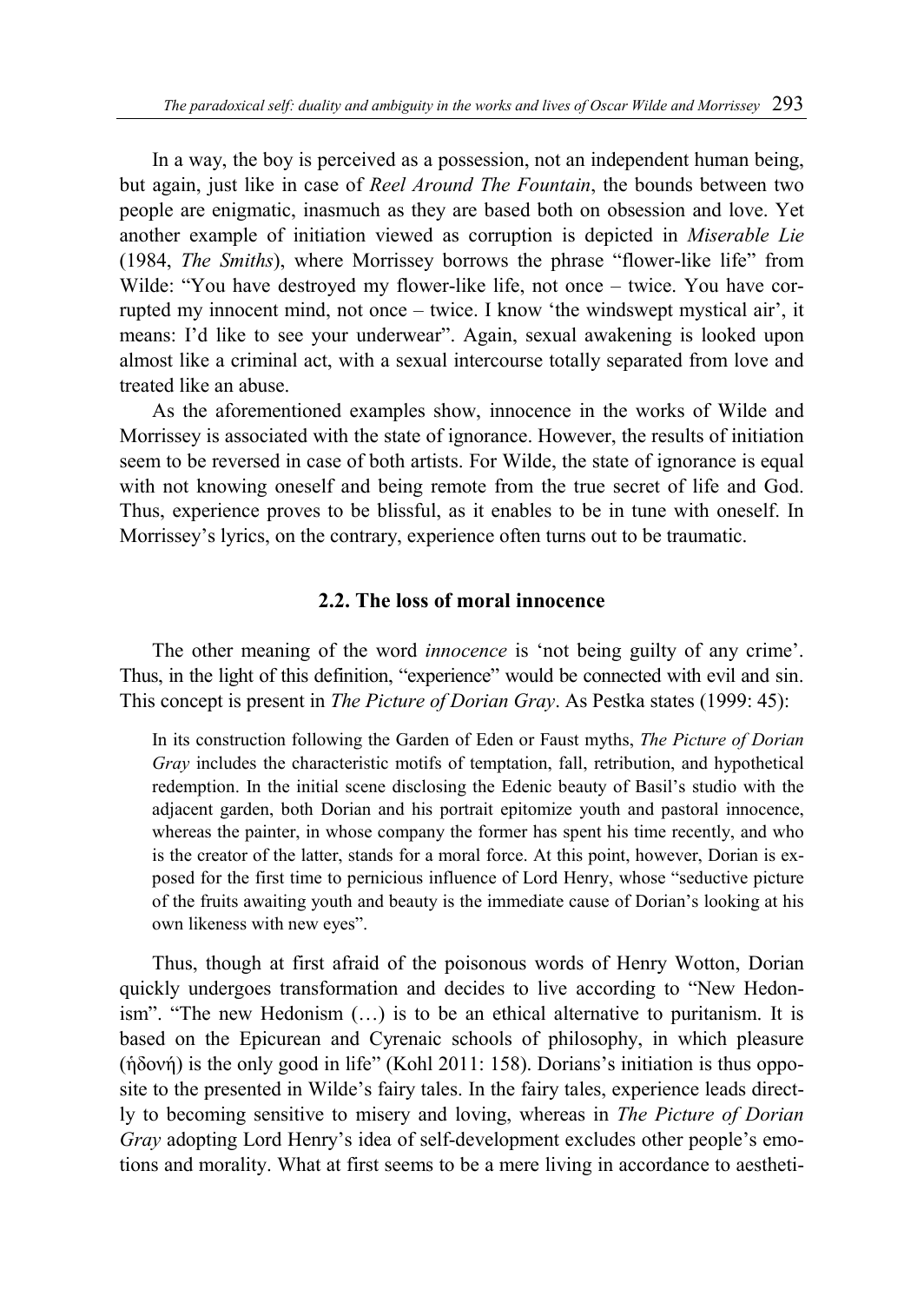In a way, the boy is perceived as a possession, not an independent human being, but again, just like in case of *Reel Around The Fountain*, the bounds between two people are enigmatic, inasmuch as they are based both on obsession and love. Yet another example of initiation viewed as corruption is depicted in *Miserable Lie* (1984, *The Smiths*), where Morrissey borrows the phrase "flower-like life" from Wilde: "You have destroyed my flower-like life, not once – twice. You have corrupted my innocent mind, not once – twice. I know 'the windswept mystical air', it means: I'd like to see your underwear". Again, sexual awakening is looked upon almost like a criminal act, with a sexual intercourse totally separated from love and treated like an abuse.

As the aforementioned examples show, innocence in the works of Wilde and Morrissey is associated with the state of ignorance. However, the results of initiation seem to be reversed in case of both artists. For Wilde, the state of ignorance is equal with not knowing oneself and being remote from the true secret of life and God. Thus, experience proves to be blissful, as it enables to be in tune with oneself. In Morrissey's lyrics, on the contrary, experience often turns out to be traumatic.

### 2.2. The loss of moral innocence

The other meaning of the word *innocence* is 'not being guilty of any crime'. Thus, in the light of this definition, "experience" would be connected with evil and sin. This concept is present in *The Picture of Dorian Gray*. As Pestka states (1999: 45):

> In its construction following the Garden of Eden or Faust myths, *The Picture of Dorian Gray* includes the characteristic motifs of temptation, fall, retribution, and hypothetical redemption. In the initial scene disclosing the Edenic beauty of Basil's studio with the adjacent garden, both Dorian and his portrait epitomize youth and pastoral innocence, whereas the painter, in whose company the former has spent his time recently, and who is the creator of the latter, stands for a moral force. At this point, however, Dorian is exposed for the first time to pernicious influence of Lord Henry, whose "seductive picture of the fruits awaiting youth and beauty is the immediate cause of Dorian's looking at his own likeness with new eyes".

Thus, though at first afraid of the poisonous words of Henry Wotton, Dorian quickly undergoes transformation and decides to live according to "New Hedonism". "The new Hedonism (…) is to be an ethical alternative to puritanism. It is based on the Epicurean and Cyrenaic schools of philosophy, in which pleasure (ἡδονή) is the only good in life" (Kohl 2011: 158). Dorians's initiation is thus opposite to the presented in Wilde's fairy tales. In the fairy tales, experience leads directly to becoming sensitive to misery and loving, whereas in *The Picture of Dorian Gray* adopting Lord Henry's idea of self-development excludes other people's emotions and morality. What at first seems to be a mere living in accordance to aestheti-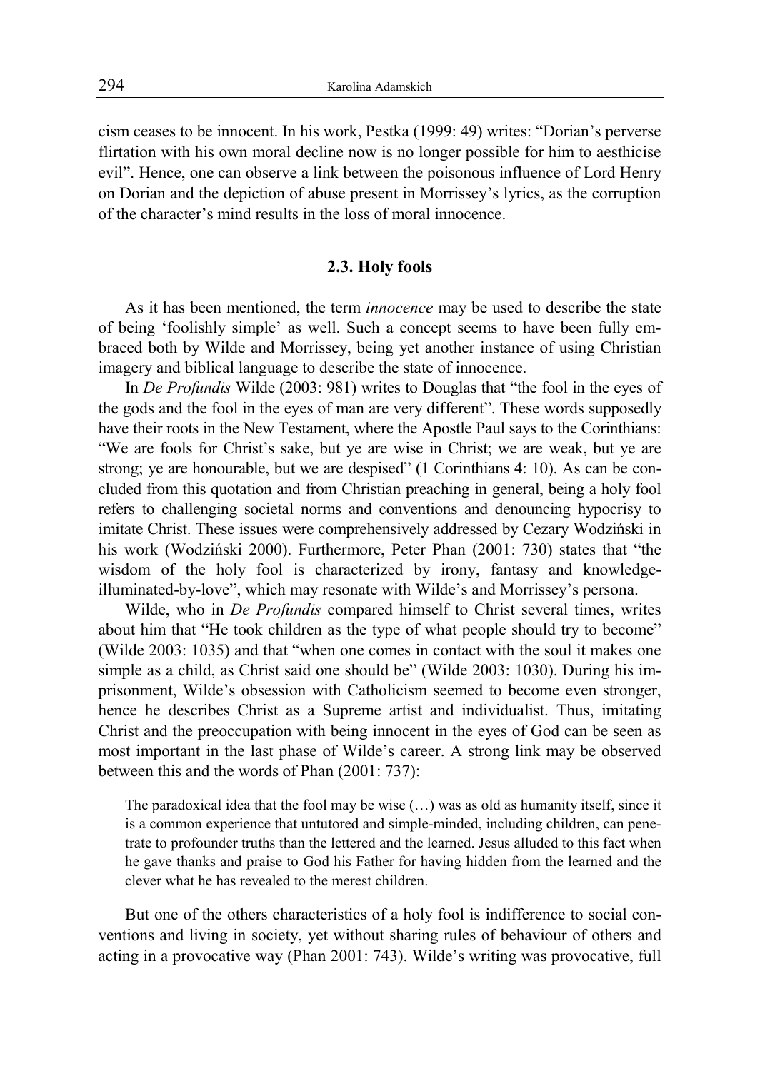cism ceases to be innocent. In his work, Pestka (1999: 49) writes: "Dorian's perverse flirtation with his own moral decline now is no longer possible for him to aesthicise evil". Hence, one can observe a link between the poisonous influence of Lord Henry on Dorian and the depiction of abuse present in Morrissey's lyrics, as the corruption of the character's mind results in the loss of moral innocence.

### 2.3. Holy fools

As it has been mentioned, the term *innocence* may be used to describe the state of being 'foolishly simple' as well. Such a concept seems to have been fully embraced both by Wilde and Morrissey, being yet another instance of using Christian imagery and biblical language to describe the state of innocence.

In *De Profundis* Wilde (2003: 981) writes to Douglas that "the fool in the eyes of the gods and the fool in the eyes of man are very different". These words supposedly have their roots in the New Testament, where the Apostle Paul says to the Corinthians: "We are fools for Christ's sake, but ye are wise in Christ; we are weak, but ye are strong; ye are honourable, but we are despised" (1 Corinthians 4: 10). As can be concluded from this quotation and from Christian preaching in general, being a holy fool refers to challenging societal norms and conventions and denouncing hypocrisy to imitate Christ. These issues were comprehensively addressed by Cezary Wodziński in his work (Wodziński 2000). Furthermore, Peter Phan (2001: 730) states that "the wisdom of the holy fool is characterized by irony, fantasy and knowledge-illuminated-by-love", which may resonate with Wilde's and Morrissey's persona.

Wilde, who in *De Profundis* compared himself to Christ several times, writes about him that "He took children as the type of what people should try to become" (Wilde 2003: 1035) and that "when one comes in contact with the soul it makes one simple as a child, as Christ said one should be" (Wilde 2003: 1030). During his imprisonment, Wilde's obsession with Catholicism seemed to become even stronger, hence he describes Christ as a Supreme artist and individualist. Thus, imitating Christ and the preoccupation with being innocent in the eyes of God can be seen as most important in the last phase of Wilde's career. A strong link may be observed between this and the words of Phan (2001: 737):

> The paradoxical idea that the fool may be wise (…) was as old as humanity itself, since it is a common experience that untutored and simple-minded, including children, can penetrate to profounder truths than the lettered and the learned. Jesus alluded to this fact when he gave thanks and praise to God his Father for having hidden from the learned and the clever what he has revealed to the merest children.

But one of the others characteristics of a holy fool is indifference to social conventions and living in society, yet without sharing rules of behaviour of others and acting in a provocative way (Phan 2001: 743). Wilde's writing was provocative, full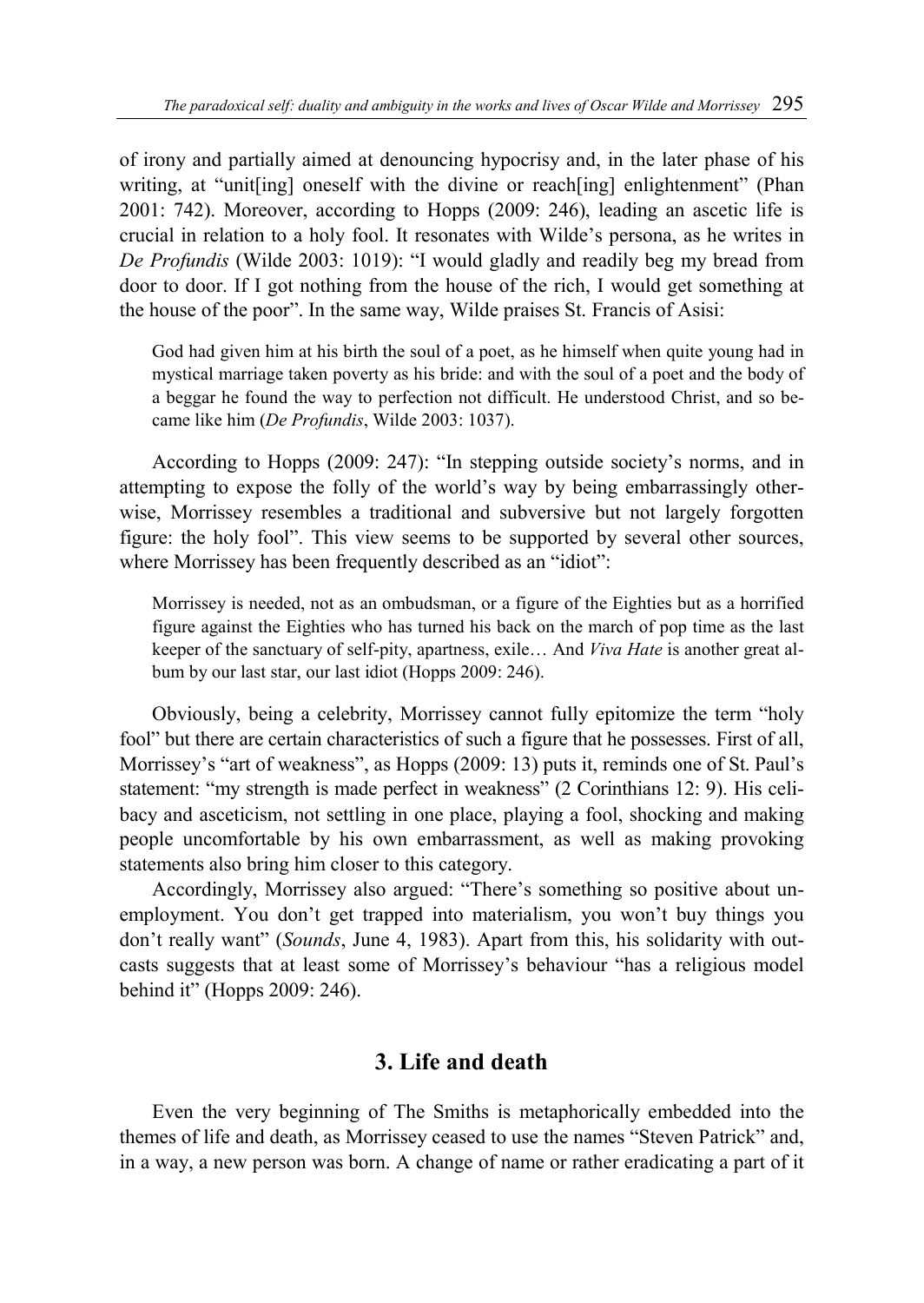of irony and partially aimed at denouncing hypocrisy and, in the later phase of his writing, at "unit[ing] oneself with the divine or reach[ing] enlightenment" (Phan 2001: 742). Moreover, according to Hopps (2009: 246), leading an ascetic life is crucial in relation to a holy fool. It resonates with Wilde's persona, as he writes in *De Profundis* (Wilde 2003: 1019): "I would gladly and readily beg my bread from door to door. If I got nothing from the house of the rich, I would get something at the house of the poor". In the same way, Wilde praises St. Francis of Asisi:

> God had given him at his birth the soul of a poet, as he himself when quite young had in mystical marriage taken poverty as his bride: and with the soul of a poet and the body of a beggar he found the way to perfection not difficult. He understood Christ, and so became like him (*De Profundis*, Wilde 2003: 1037).

According to Hopps (2009: 247): "In stepping outside society's norms, and in attempting to expose the folly of the world's way by being embarrassingly otherwise, Morrissey resembles a traditional and subversive but not largely forgotten figure: the holy fool". This view seems to be supported by several other sources, where Morrissey has been frequently described as an "idiot":

> Morrissey is needed, not as an ombudsman, or a figure of the Eighties but as a horrified figure against the Eighties who has turned his back on the march of pop time as the last keeper of the sanctuary of self-pity, apartness, exile… And *Viva Hate* is another great album by our last star, our last idiot (Hopps 2009: 246).

Obviously, being a celebrity, Morrissey cannot fully epitomize the term "holy fool" but there are certain characteristics of such a figure that he possesses. First of all, Morrissey's "art of weakness", as Hopps (2009: 13) puts it, reminds one of St. Paul's statement: "my strength is made perfect in weakness" (2 Corinthians 12: 9). His celibacy and asceticism, not settling in one place, playing a fool, shocking and making people uncomfortable by his own embarrassment, as well as making provoking statements also bring him closer to this category.

Accordingly, Morrissey also argued: "There's something so positive about unemployment. You don't get trapped into materialism, you won't buy things you don't really want" (*Sounds*, June 4, 1983). Apart from this, his solidarity with outcasts suggests that at least some of Morrissey's behaviour "has a religious model behind it" (Hopps 2009: 246).

## 3. Life and death

Even the very beginning of The Smiths is metaphorically embedded into the themes of life and death, as Morrissey ceased to use the names "Steven Patrick" and, in a way, a new person was born. A change of name or rather eradicating a part of it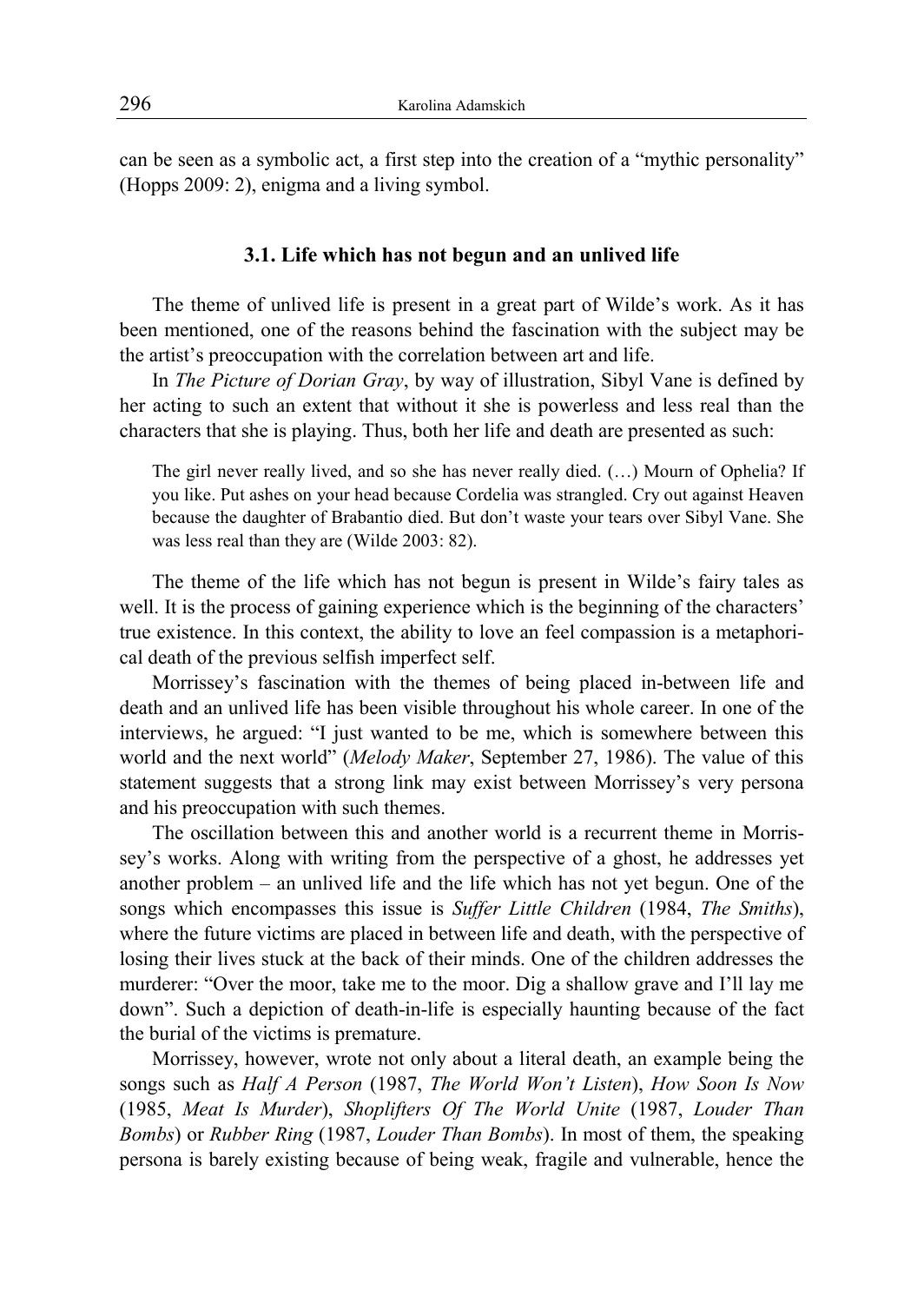can be seen as a symbolic act, a first step into the creation of a "mythic personality" (Hopps 2009: 2), enigma and a living symbol.

### 3.1. Life which has not begun and an unlived life

The theme of unlived life is present in a great part of Wilde's work. As it has been mentioned, one of the reasons behind the fascination with the subject may be the artist's preoccupation with the correlation between art and life.

In *The Picture of Dorian Gray*, by way of illustration, Sibyl Vane is defined by her acting to such an extent that without it she is powerless and less real than the characters that she is playing. Thus, both her life and death are presented as such:

> The girl never really lived, and so she has never really died. (…) Mourn of Ophelia? If you like. Put ashes on your head because Cordelia was strangled. Cry out against Heaven because the daughter of Brabantio died. But don't waste your tears over Sibyl Vane. She was less real than they are (Wilde 2003: 82).

The theme of the life which has not begun is present in Wilde's fairy tales as well. It is the process of gaining experience which is the beginning of the characters' true existence. In this context, the ability to love an feel compassion is a metaphorical death of the previous selfish imperfect self.

Morrissey's fascination with the themes of being placed in-between life and death and an unlived life has been visible throughout his whole career. In one of the interviews, he argued: "I just wanted to be me, which is somewhere between this world and the next world" (*Melody Maker*, September 27, 1986). The value of this statement suggests that a strong link may exist between Morrissey's very persona and his preoccupation with such themes.

The oscillation between this and another world is a recurrent theme in Morrissey's works. Along with writing from the perspective of a ghost, he addresses yet another problem – an unlived life and the life which has not yet begun. One of the songs which encompasses this issue is *Suffer Little Children* (1984, *The Smiths*), where the future victims are placed in between life and death, with the perspective of losing their lives stuck at the back of their minds. One of the children addresses the murderer: "Over the moor, take me to the moor. Dig a shallow grave and I'll lay me down". Such a depiction of death-in-life is especially haunting because of the fact the burial of the victims is premature.

Morrissey, however, wrote not only about a literal death, an example being the songs such as *Half A Person* (1987, *The World Won't Listen*), *How Soon Is Now* (1985, *Meat Is Murder*), *Shoplifters Of The World Unite* (1987, *Louder Than Bombs*) or *Rubber Ring* (1987, *Louder Than Bombs*). In most of them, the speaking persona is barely existing because of being weak, fragile and vulnerable, hence the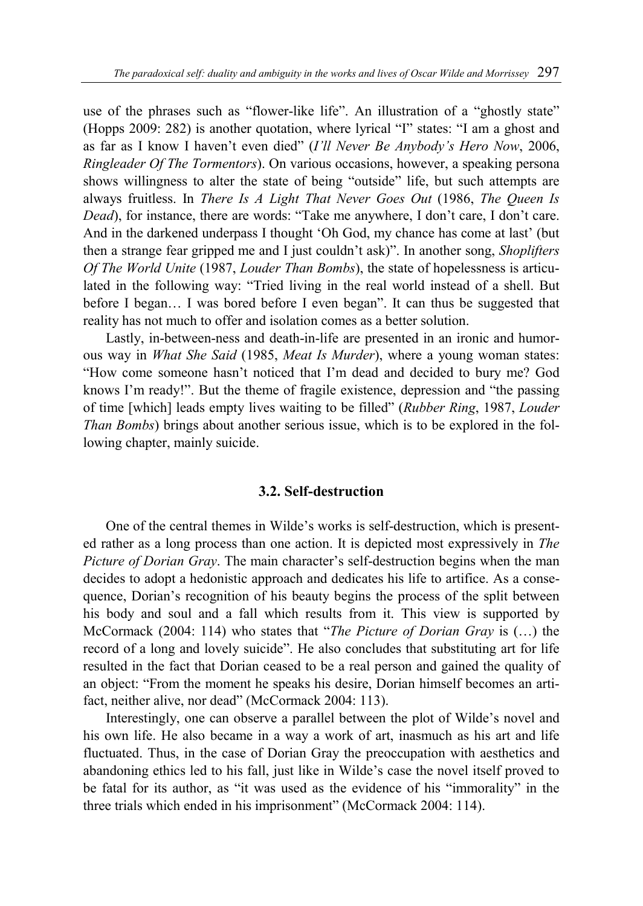use of the phrases such as "flower-like life". An illustration of a "ghostly state" (Hopps 2009: 282) is another quotation, where lyrical "I" states: "I am a ghost and as far as I know I haven't even died" (*I'll Never Be Anybody's Hero Now*, 2006, *Ringleader Of The Tormentors*). On various occasions, however, a speaking persona shows willingness to alter the state of being "outside" life, but such attempts are always fruitless. In *There Is A Light That Never Goes Out* (1986, *The Queen Is Dead*), for instance, there are words: "Take me anywhere, I don't care, I don't care. And in the darkened underpass I thought 'Oh God, my chance has come at last' (but then a strange fear gripped me and I just couldn't ask)". In another song, *Shoplifters Of The World Unite* (1987, *Louder Than Bombs*), the state of hopelessness is articulated in the following way: "Tried living in the real world instead of a shell. But before I began… I was bored before I even began". It can thus be suggested that reality has not much to offer and isolation comes as a better solution.

Lastly, in-between-ness and death-in-life are presented in an ironic and humorous way in *What She Said* (1985, *Meat Is Murder*), where a young woman states: "How come someone hasn't noticed that I'm dead and decided to bury me? God knows I'm ready!". But the theme of fragile existence, depression and "the passing of time [which] leads empty lives waiting to be filled" (*Rubber Ring*, 1987, *Louder Than Bombs*) brings about another serious issue, which is to be explored in the following chapter, mainly suicide.

### 3.2. Self-destruction

One of the central themes in Wilde's works is self-destruction, which is presented rather as a long process than one action. It is depicted most expressively in *The Picture of Dorian Gray*. The main character's self-destruction begins when the man decides to adopt a hedonistic approach and dedicates his life to artifice. As a consequence, Dorian's recognition of his beauty begins the process of the split between his body and soul and a fall which results from it. This view is supported by McCormack (2004: 114) who states that "*The Picture of Dorian Gray* is (…) the record of a long and lovely suicide". He also concludes that substituting art for life resulted in the fact that Dorian ceased to be a real person and gained the quality of an object: "From the moment he speaks his desire, Dorian himself becomes an artifact, neither alive, nor dead" (McCormack 2004: 113).

Interestingly, one can observe a parallel between the plot of Wilde's novel and his own life. He also became in a way a work of art, inasmuch as his art and life fluctuated. Thus, in the case of Dorian Gray the preoccupation with aesthetics and abandoning ethics led to his fall, just like in Wilde's case the novel itself proved to be fatal for its author, as "it was used as the evidence of his "immorality" in the three trials which ended in his imprisonment" (McCormack 2004: 114).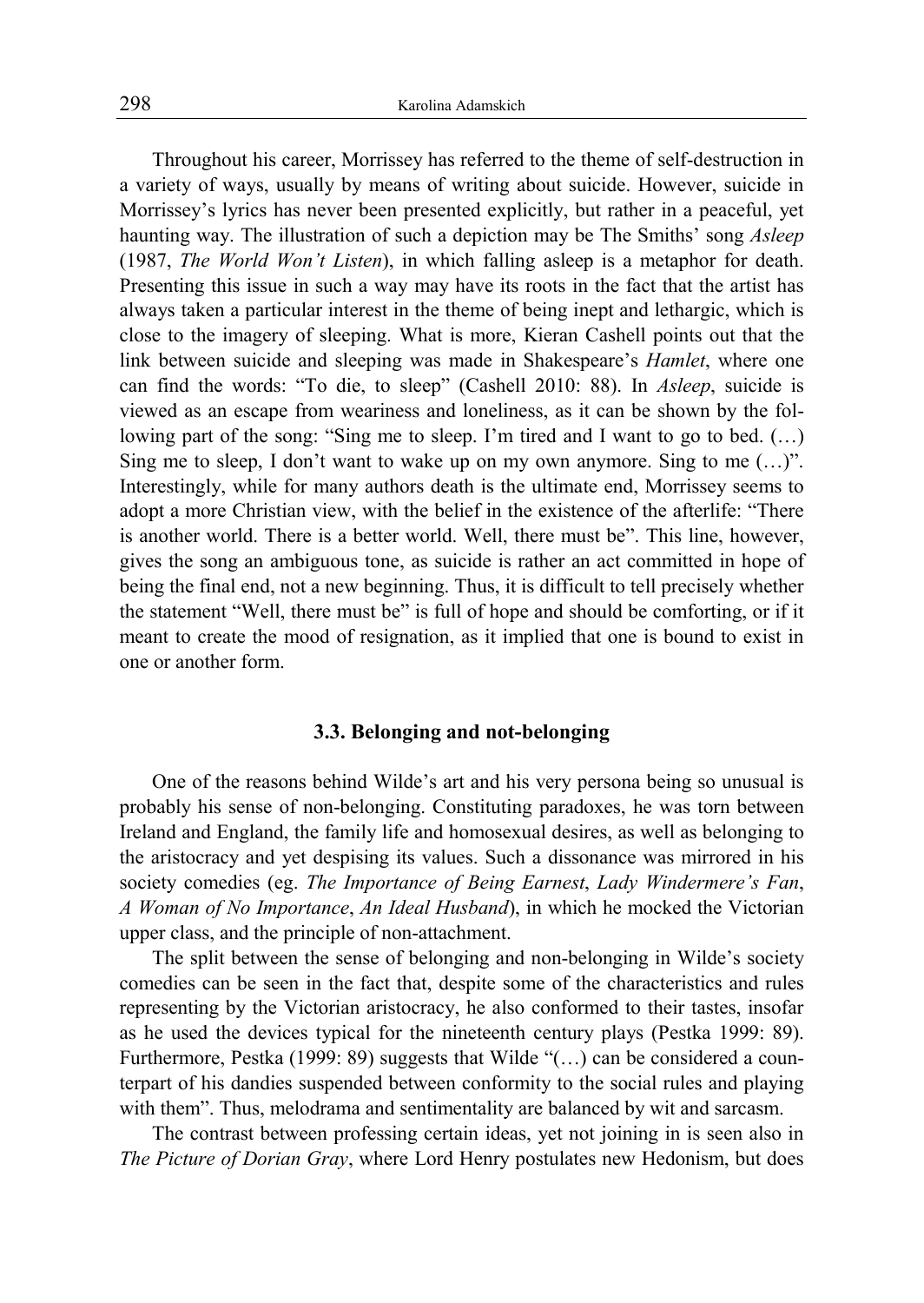Throughout his career, Morrissey has referred to the theme of self-destruction in a variety of ways, usually by means of writing about suicide. However, suicide in Morrissey's lyrics has never been presented explicitly, but rather in a peaceful, yet haunting way. The illustration of such a depiction may be The Smiths' song *Asleep* (1987, *The World Won't Listen*), in which falling asleep is a metaphor for death. Presenting this issue in such a way may have its roots in the fact that the artist has always taken a particular interest in the theme of being inept and lethargic, which is close to the imagery of sleeping. What is more, Kieran Cashell points out that the link between suicide and sleeping was made in Shakespeare's *Hamlet*, where one can find the words: "To die, to sleep" (Cashell 2010: 88). In *Asleep*, suicide is viewed as an escape from weariness and loneliness, as it can be shown by the following part of the song: "Sing me to sleep. I'm tired and I want to go to bed. (…) Sing me to sleep, I don't want to wake up on my own anymore. Sing to me (…)". Interestingly, while for many authors death is the ultimate end, Morrissey seems to adopt a more Christian view, with the belief in the existence of the afterlife: "There is another world. There is a better world. Well, there must be". This line, however, gives the song an ambiguous tone, as suicide is rather an act committed in hope of being the final end, not a new beginning. Thus, it is difficult to tell precisely whether the statement "Well, there must be" is full of hope and should be comforting, or if it meant to create the mood of resignation, as it implied that one is bound to exist in one or another form.

### 3.3. Belonging and not-belonging

One of the reasons behind Wilde's art and his very persona being so unusual is probably his sense of non-belonging. Constituting paradoxes, he was torn between Ireland and England, the family life and homosexual desires, as well as belonging to the aristocracy and yet despising its values. Such a dissonance was mirrored in his society comedies (eg. *The Importance of Being Earnest*, *Lady Windermere's Fan*, *A Woman of No Importance*, *An Ideal Husband*), in which he mocked the Victorian upper class, and the principle of non-attachment.

The split between the sense of belonging and non-belonging in Wilde's society comedies can be seen in the fact that, despite some of the characteristics and rules representing by the Victorian aristocracy, he also conformed to their tastes, insofar as he used the devices typical for the nineteenth century plays (Pestka 1999: 89). Furthermore, Pestka (1999: 89) suggests that Wilde "(…) can be considered a counterpart of his dandies suspended between conformity to the social rules and playing with them". Thus, melodrama and sentimentality are balanced by wit and sarcasm.

The contrast between professing certain ideas, yet not joining in is seen also in *The Picture of Dorian Gray*, where Lord Henry postulates new Hedonism, but does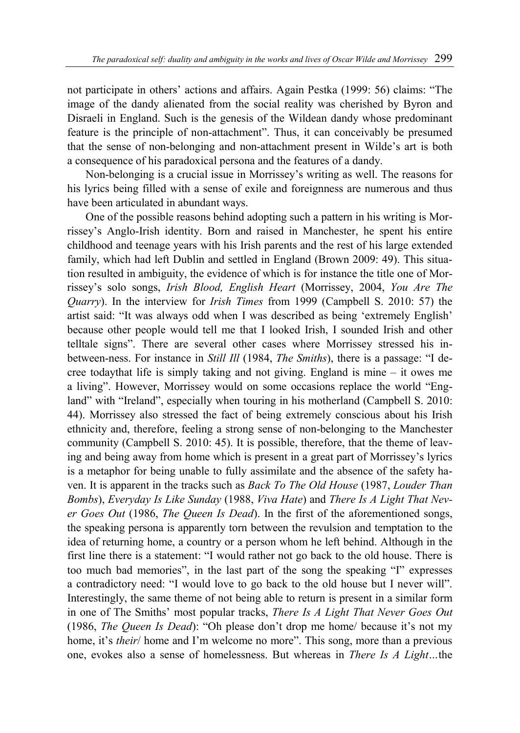not participate in others' actions and affairs. Again Pestka (1999: 56) claims: "The image of the dandy alienated from the social reality was cherished by Byron and Disraeli in England. Such is the genesis of the Wildean dandy whose predominant feature is the principle of non-attachment". Thus, it can conceivably be presumed that the sense of non-belonging and non-attachment present in Wilde's art is both a consequence of his paradoxical persona and the features of a dandy.

Non-belonging is a crucial issue in Morrissey's writing as well. The reasons for his lyrics being filled with a sense of exile and foreignness are numerous and thus have been articulated in abundant ways.

One of the possible reasons behind adopting such a pattern in his writing is Morrissey's Anglo-Irish identity. Born and raised in Manchester, he spent his entire childhood and teenage years with his Irish parents and the rest of his large extended family, which had left Dublin and settled in England (Brown 2009: 49). This situation resulted in ambiguity, the evidence of which is for instance the title one of Morrissey's solo songs, *Irish Blood, English Heart* (Morrissey, 2004, *You Are The Quarry*). In the interview for *Irish Times* from 1999 (Campbell S. 2010: 57) the artist said: "It was always odd when I was described as being 'extremely English' because other people would tell me that I looked Irish, I sounded Irish and other telltale signs". There are several other cases where Morrissey stressed his in-between-ness. For instance in *Still Ill* (1984, *The Smiths*), there is a passage: "I decree todaythat life is simply taking and not giving. England is mine – it owes me a living". However, Morrissey would on some occasions replace the world "England" with "Ireland", especially when touring in his motherland (Campbell S. 2010: 44). Morrissey also stressed the fact of being extremely conscious about his Irish ethnicity and, therefore, feeling a strong sense of non-belonging to the Manchester community (Campbell S. 2010: 45). It is possible, therefore, that the theme of leaving and being away from home which is present in a great part of Morrissey's lyrics is a metaphor for being unable to fully assimilate and the absence of the safety haven. It is apparent in the tracks such as *Back To The Old House* (1987, *Louder Than Bombs*), *Everyday Is Like Sunday* (1988, *Viva Hate*) and *There Is A Light That Never Goes Out* (1986, *The Queen Is Dead*). In the first of the aforementioned songs, the speaking persona is apparently torn between the revulsion and temptation to the idea of returning home, a country or a person whom he left behind. Although in the first line there is a statement: "I would rather not go back to the old house. There is too much bad memories", in the last part of the song the speaking "I" expresses a contradictory need: "I would love to go back to the old house but I never will". Interestingly, the same theme of not being able to return is present in a similar form in one of The Smiths' most popular tracks, *There Is A Light That Never Goes Out* (1986, *The Queen Is Dead*): "Oh please don't drop me home/ because it's not my home, it's *their*/ home and I'm welcome no more". This song, more than a previous one, evokes also a sense of homelessness. But whereas in *There Is A Light*…the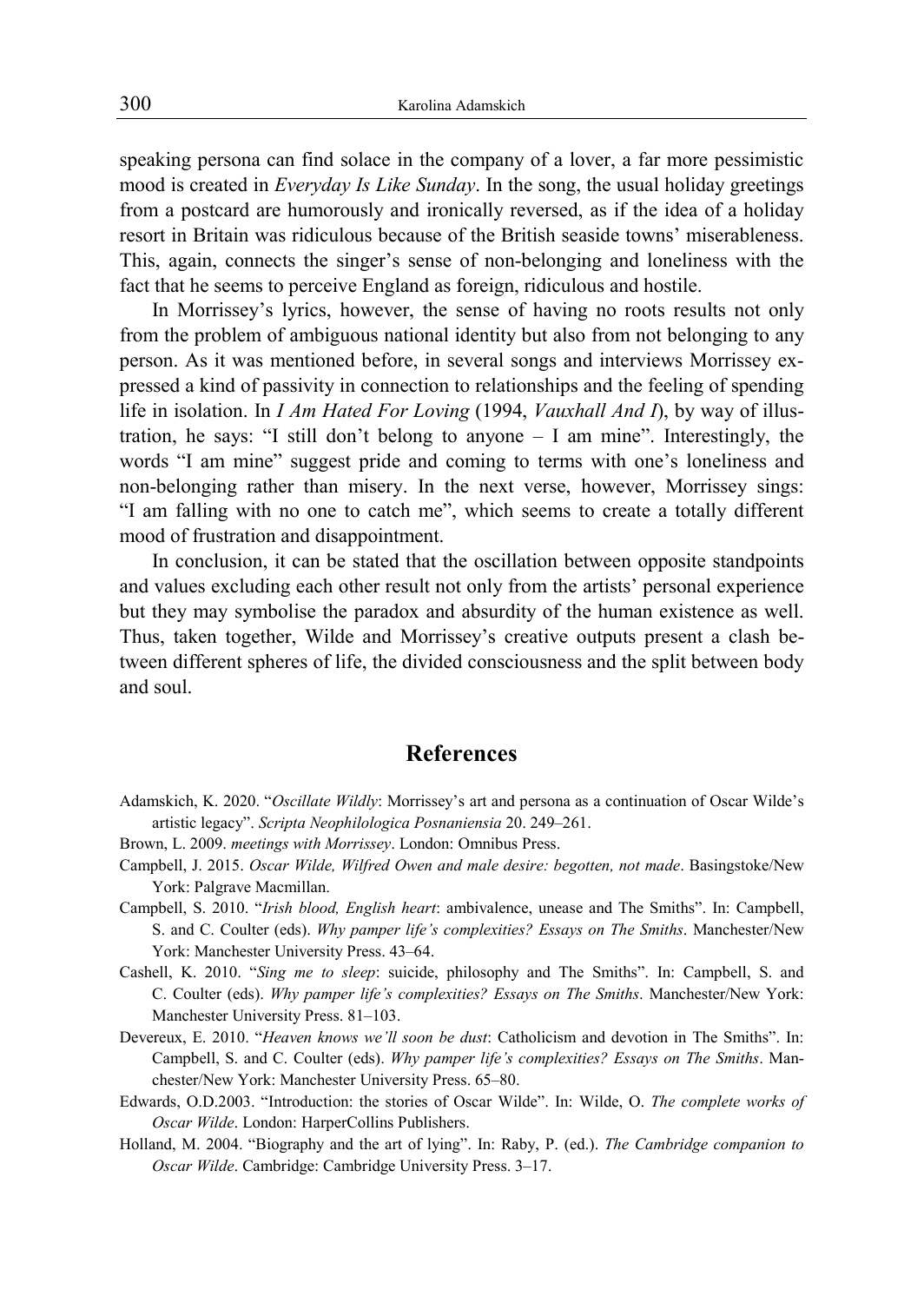speaking persona can find solace in the company of a lover, a far more pessimistic mood is created in *Everyday Is Like Sunday*. In the song, the usual holiday greetings from a postcard are humorously and ironically reversed, as if the idea of a holiday resort in Britain was ridiculous because of the British seaside towns' miserableness. This, again, connects the singer's sense of non-belonging and loneliness with the fact that he seems to perceive England as foreign, ridiculous and hostile.

In Morrissey's lyrics, however, the sense of having no roots results not only from the problem of ambiguous national identity but also from not belonging to any person. As it was mentioned before, in several songs and interviews Morrissey expressed a kind of passivity in connection to relationships and the feeling of spending life in isolation. In *I Am Hated For Loving* (1994, *Vauxhall And I*), by way of illustration, he says: "I still don't belong to anyone – I am mine". Interestingly, the words "I am mine" suggest pride and coming to terms with one's loneliness and non-belonging rather than misery. In the next verse, however, Morrissey sings: "I am falling with no one to catch me", which seems to create a totally different mood of frustration and disappointment.

In conclusion, it can be stated that the oscillation between opposite standpoints and values excluding each other result not only from the artists' personal experience but they may symbolise the paradox and absurdity of the human existence as well. Thus, taken together, Wilde and Morrissey's creative outputs present a clash between different spheres of life, the divided consciousness and the split between body and soul.

## References

Adamskich, K. 2020. "*Oscillate Wildly*: Morrissey's art and persona as a continuation of Oscar Wilde's artistic legacy". *Scripta Neophilologica Posnaniensia* 20. 249–261.

Brown, L. 2009. *meetings with Morrissey*. London: Omnibus Press.

Campbell, J. 2015. *Oscar Wilde, Wilfred Owen and male desire: begotten, not made*. Basingstoke/New York: Palgrave Macmillan.

Campbell, S. 2010. "*Irish blood, English heart*: ambivalence, unease and The Smiths". In: Campbell, S. and C. Coulter (eds). *Why pamper life's complexities? Essays on The Smiths*. Manchester/New York: Manchester University Press. 43–64.

Cashell, K. 2010. "*Sing me to sleep*: suicide, philosophy and The Smiths". In: Campbell, S. and C. Coulter (eds). *Why pamper life's complexities? Essays on The Smiths*. Manchester/New York: Manchester University Press. 81–103.

Devereux, E. 2010. "*Heaven knows we'll soon be dust*: Catholicism and devotion in The Smiths". In: Campbell, S. and C. Coulter (eds). *Why pamper life's complexities? Essays on The Smiths*. Manchester/New York: Manchester University Press. 65–80.

Edwards, O.D.2003. "Introduction: the stories of Oscar Wilde". In: Wilde, O. *The complete works of Oscar Wilde*. London: HarperCollins Publishers.

Holland, M. 2004. "Biography and the art of lying". In: Raby, P. (ed.). *The Cambridge companion to Oscar Wilde*. Cambridge: Cambridge University Press. 3–17.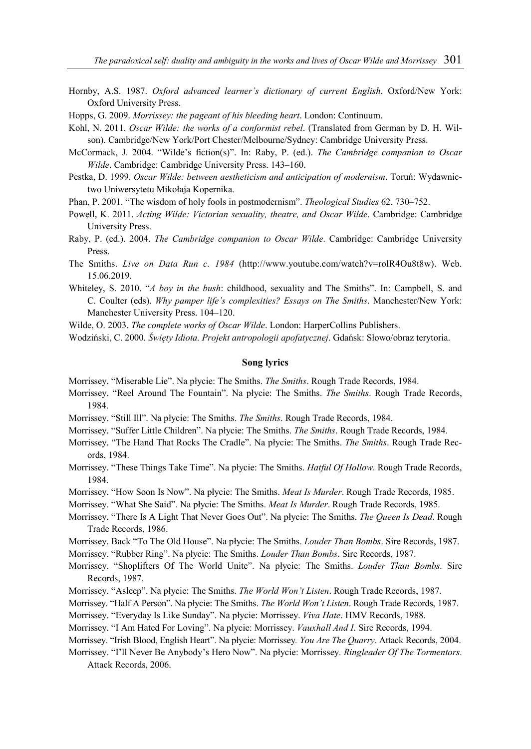Hornby, A.S. 1987. *Oxford advanced learner's dictionary of current English*. Oxford/New York: Oxford University Press.

Hopps, G. 2009. *Morrissey: the pageant of his bleeding heart*. London: Continuum.

Kohl, N. 2011. *Oscar Wilde: the works of a conformist rebel*. (Translated from German by D. H. Wilson). Cambridge/New York/Port Chester/Melbourne/Sydney: Cambridge University Press.

McCormack, J. 2004. "Wilde's fiction(s)". In: Raby, P. (ed.). *The Cambridge companion to Oscar Wilde*. Cambridge: Cambridge University Press. 143–160.

Pestka, D. 1999. *Oscar Wilde: between aestheticism and anticipation of modernism*. Toruń: Wydawnictwo Uniwersytetu Mikołaja Kopernika.

Phan, P. 2001. "The wisdom of holy fools in postmodernism". *Theological Studies* 62. 730–752.

Powell, K. 2011. *Acting Wilde: Victorian sexuality, theatre, and Oscar Wilde*. Cambridge: Cambridge University Press.

Raby, P. (ed.). 2004. *The Cambridge companion to Oscar Wilde*. Cambridge: Cambridge University Press.

The Smiths. *Live on Data Run c. 1984* (http://www.youtube.com/watch?v=rolR4Ou8t8w). Web. 15.06.2019.

Whiteley, S. 2010. "*A boy in the bush*: childhood, sexuality and The Smiths". In: Campbell, S. and C. Coulter (eds). *Why pamper life's complexities? Essays on The Smiths*. Manchester/New York: Manchester University Press. 104–120.

Wilde, O. 2003. *The complete works of Oscar Wilde*. London: HarperCollins Publishers.

Wodziński, C. 2000. *Święty Idiota. Projekt antropologii apofatycznej*. Gdańsk: Słowo/obraz terytoria.

## Song lyrics

Morrissey. "Miserable Lie". Na płycie: The Smiths. *The Smiths*. Rough Trade Records, 1984.

Morrissey. "Reel Around The Fountain". Na płycie: The Smiths. *The Smiths*. Rough Trade Records, 1984.

Morrissey. "Still Ill". Na płycie: The Smiths. *The Smiths*. Rough Trade Records, 1984.

Morrissey. "Suffer Little Children". Na płycie: The Smiths. *The Smiths*. Rough Trade Records, 1984.

Morrissey. "The Hand That Rocks The Cradle". Na płycie: The Smiths. *The Smiths*. Rough Trade Records, 1984.

Morrissey. "These Things Take Time". Na płycie: The Smiths. *Hatful Of Hollow*. Rough Trade Records, 1984.

Morrissey. "How Soon Is Now". Na płycie: The Smiths. *Meat Is Murder*. Rough Trade Records, 1985.

Morrissey. "What She Said". Na płycie: The Smiths. *Meat Is Murder*. Rough Trade Records, 1985.

Morrissey. "There Is A Light That Never Goes Out". Na płycie: The Smiths. *The Queen Is Dead*. Rough Trade Records, 1986.

Morrissey. Back "To The Old House". Na płycie: The Smiths. *Louder Than Bombs*. Sire Records, 1987.

Morrissey. "Rubber Ring". Na płycie: The Smiths. *Louder Than Bombs*. Sire Records, 1987.

Morrissey. "Shoplifters Of The World Unite". Na płycie: The Smiths. *Louder Than Bombs*. Sire Records, 1987.

Morrissey. "Asleep". Na płycie: The Smiths. *The World Won't Listen*. Rough Trade Records, 1987.

Morrissey. "Half A Person". Na płycie: The Smiths. *The World Won't Listen*. Rough Trade Records, 1987.

Morrissey. "Everyday Is Like Sunday". Na płycie: Morrissey. *Viva Hate*. HMV Records, 1988.

Morrissey. "I Am Hated For Loving". Na płycie: Morrissey. *Vauxhall And I*. Sire Records, 1994.

Morrissey. "Irish Blood, English Heart". Na płycie: Morrissey*. You Are The Quarry*. Attack Records, 2004.

Morrissey. "I'll Never Be Anybody's Hero Now". Na płycie: Morrissey. *Ringleader Of The Tormentors*. Attack Records, 2006.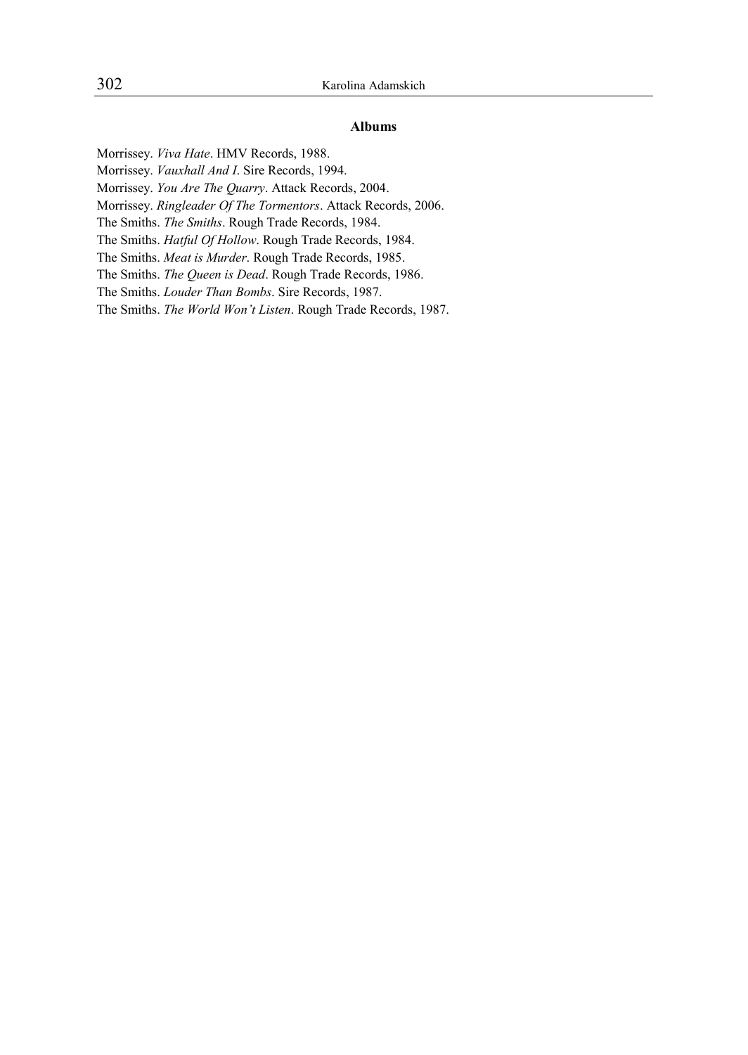### Albums

Morrissey. *Viva Hate*. HMV Records, 1988.
Morrissey. *Vauxhall And I*. Sire Records, 1994.
Morrissey. *You Are The Quarry*. Attack Records, 2004.
Morrissey. *Ringleader Of The Tormentors*. Attack Records, 2006.
The Smiths. *The Smiths*. Rough Trade Records, 1984.
The Smiths. *Hatful Of Hollow*. Rough Trade Records, 1984.
The Smiths. *Meat is Murder*. Rough Trade Records, 1985.
The Smiths. *The Queen is Dead*. Rough Trade Records, 1986.
The Smiths. *Louder Than Bombs*. Sire Records, 1987.
The Smiths. *The World Won't Listen*. Rough Trade Records, 1987.